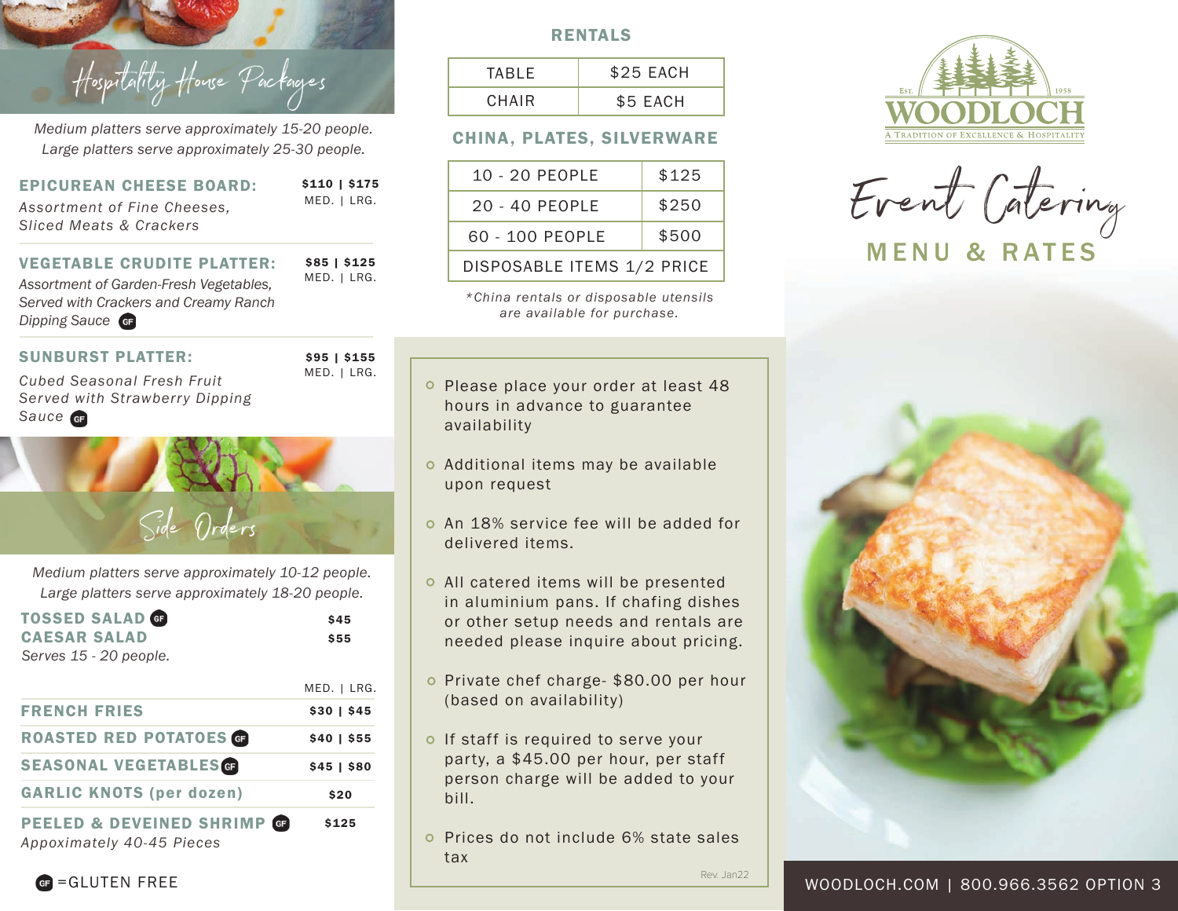## Hospitality House Packages

*Medium platters serve approximately 15-20 people.*
*Large platters serve approximately 25-30 people.*

**EPICUREAN CHEESE BOARD:** **$110 | $175** MED. | LRG.
*Assortment of Fine Cheeses, Sliced Meats & Crackers*

**VEGETABLE CRUDITE PLATTER:** **$85 | $125** MED. | LRG.
*Assortment of Garden-Fresh Vegetables, Served with Crackers and Creamy Ranch Dipping Sauce* GF

**SUNBURST PLATTER:** **$95 | $155** MED. | LRG.
*Cubed Seasonal Fresh Fruit Served with Strawberry Dipping Sauce* GF

## Side Orders

*Medium platters serve approximately 10-12 people.*
*Large platters serve approximately 18-20 people.*

**TOSSED SALAD** GF **$45**
**CAESAR SALAD** **$55**
*Serves 15 - 20 people.*

| | MED. \| LRG. |
|---|---|
| **FRENCH FRIES** | **$30 \| $45** |
| **ROASTED RED POTATOES** GF | **$40 \| $55** |
| **SEASONAL VEGETABLES** GF | **$45 \| $80** |
| **GARLIC KNOTS (per dozen)** | **$20** |
| **PEELED & DEVEINED SHRIMP** GF *Appoximately 40-45 Pieces* | **$125** |

GF =GLUTEN FREE

## RENTALS

| TABLE | $25 EACH |
|---|---|
| CHAIR | $5 EACH |

## CHINA, PLATES, SILVERWARE

| 10 - 20 PEOPLE | $125 |
|---|---|
| 20 - 40 PEOPLE | $250 |
| 60 - 100 PEOPLE | $500 |
| DISPOSABLE ITEMS 1/2 PRICE | |

*\*China rentals or disposable utensils are available for purchase.*

- Please place your order at least 48 hours in advance to guarantee availability
- Additional items may be available upon request
- An 18% service fee will be added for delivered items.
- All catered items will be presented in aluminium pans. If chafing dishes or other setup needs and rentals are needed please inquire about pricing.
- Private chef charge- $80.00 per hour (based on availability)
- If staff is required to serve your party, a $45.00 per hour, per staff person charge will be added to your bill.
- Prices do not include 6% state sales tax

Rev. Jan22

EST. 1958
# WOODLOCH
A TRADITION OF EXCELLENCE & HOSPITALITY

# Event Catering
## MENU & RATES

WOODLOCH.COM | 800.966.3562 OPTION 3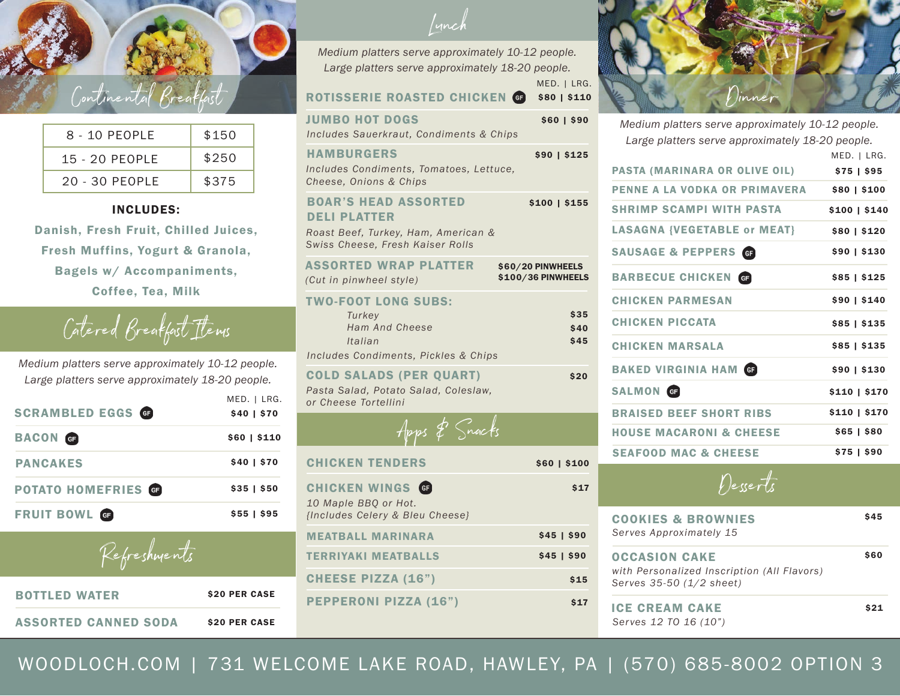## Continental Breakfast

| | |
|---|---|
| 8 - 10 PEOPLE | $150 |
| 15 - 20 PEOPLE | $250 |
| 20 - 30 PEOPLE | $375 |

**INCLUDES:**

Danish, Fresh Fruit, Chilled Juices, Fresh Muffins, Yogurt & Granola, Bagels w/ Accompaniments, Coffee, Tea, Milk

## Catered Breakfast Items

*Medium platters serve approximately 10-12 people.*
*Large platters serve approximately 18-20 people.*

| | MED. \| LRG. |
|---|---|
| SCRAMBLED EGGS (GF) | $40 \| $70 |
| BACON (GF) | $60 \| $110 |
| PANCAKES | $40 \| $70 |
| POTATO HOMEFRIES (GF) | $35 \| $50 |
| FRUIT BOWL (GF) | $55 \| $95 |

## Refreshments

| | |
|---|---|
| BOTTLED WATER | $20 PER CASE |
| ASSORTED CANNED SODA | $20 PER CASE |

## Lunch

*Medium platters serve approximately 10-12 people.*
*Large platters serve approximately 18-20 people.*

| | MED. \| LRG. |
|---|---|
| ROTISSERIE ROASTED CHICKEN (GF) | $80 \| $110 |
| JUMBO HOT DOGS<br>*Includes Sauerkraut, Condiments & Chips* | $60 \| $90 |
| HAMBURGERS<br>*Includes Condiments, Tomatoes, Lettuce, Cheese, Onions & Chips* | $90 \| $125 |
| BOAR'S HEAD ASSORTED DELI PLATTER<br>*Roast Beef, Turkey, Ham, American & Swiss Cheese, Fresh Kaiser Rolls* | $100 \| $155 |
| ASSORTED WRAP PLATTER<br>*(Cut in pinwheel style)* | $60/20 PINWHEELS<br>$100/36 PINWHEELS |

**TWO-FOOT LONG SUBS:**

| | |
|---|---|
| *Turkey* | $35 |
| *Ham And Cheese* | $40 |
| *Italian* | $45 |

*Includes Condiments, Pickles & Chips*

| | |
|---|---|
| COLD SALADS (PER QUART)<br>*Pasta Salad, Potato Salad, Coleslaw, or Cheese Tortellini* | $20 |

## Apps & Snacks

| | |
|---|---|
| CHICKEN TENDERS | $60 \| $100 |
| CHICKEN WINGS (GF)<br>*10 Maple BBQ or Hot.*<br>*{Includes Celery & Bleu Cheese}* | $17 |
| MEATBALL MARINARA | $45 \| $90 |
| TERRIYAKI MEATBALLS | $45 \| $90 |
| CHEESE PIZZA (16") | $15 |
| PEPPERONI PIZZA (16") | $17 |

## Dinner

*Medium platters serve approximately 10-12 people.*
*Large platters serve approximately 18-20 people.*

| | MED. \| LRG. |
|---|---|
| PASTA (MARINARA OR OLIVE OIL) | $75 \| $95 |
| PENNE A LA VODKA OR PRIMAVERA | $80 \| $100 |
| SHRIMP SCAMPI WITH PASTA | $100 \| $140 |
| LASAGNA {VEGETABLE or MEAT} | $80 \| $120 |
| SAUSAGE & PEPPERS (GF) | $90 \| $130 |
| BARBECUE CHICKEN (GF) | $85 \| $125 |
| CHICKEN PARMESAN | $90 \| $140 |
| CHICKEN PICCATA | $85 \| $135 |
| CHICKEN MARSALA | $85 \| $135 |
| BAKED VIRGINIA HAM (GF) | $90 \| $130 |
| SALMON (GF) | $110 \| $170 |
| BRAISED BEEF SHORT RIBS | $110 \| $170 |
| HOUSE MACARONI & CHEESE | $65 \| $80 |
| SEAFOOD MAC & CHEESE | $75 \| $90 |

## Desserts

| | |
|---|---|
| COOKIES & BROWNIES<br>*Serves Approximately 15* | $45 |
| OCCASION CAKE<br>*with Personalized Inscription (All Flavors)*<br>*Serves 35-50 (1/2 sheet)* | $60 |
| ICE CREAM CAKE<br>*Serves 12 TO 16 (10")* | $21 |

WOODLOCH.COM | 731 WELCOME LAKE ROAD, HAWLEY, PA | (570) 685-8002 OPTION 3